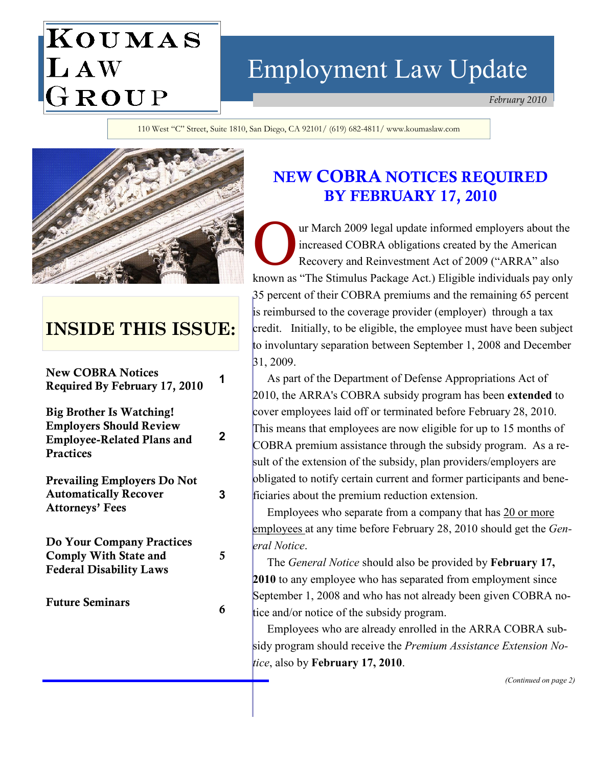# Koumas Law Group

# Employment Law Update

*February 2010*

110 West "C" Street, Suite 1810, San Diego, CA 92101/ (619) 682-4811/ www.koumaslaw.com

## INSIDE THIS ISSUE:

| | |
|---|---|
| **New COBRA Notices Required By February 17, 2010** | 1 |
| **Big Brother Is Watching! Employers Should Review Employee-Related Plans and Practices** | 2 |
| **Prevailing Employers Do Not Automatically Recover Attorneys' Fees** | 3 |
| **Do Your Company Practices Comply With State and Federal Disability Laws** | 5 |
| **Future Seminars** | 6 |

## NEW COBRA NOTICES REQUIRED BY FEBRUARY 17, 2010

Our March 2009 legal update informed employers about the increased COBRA obligations created by the American Recovery and Reinvestment Act of 2009 ("ARRA" also known as "The Stimulus Package Act.) Eligible individuals pay only 35 percent of their COBRA premiums and the remaining 65 percent is reimbursed to the coverage provider (employer) through a tax credit. Initially, to be eligible, the employee must have been subject to involuntary separation between September 1, 2008 and December 31, 2009.

As part of the Department of Defense Appropriations Act of 2010, the ARRA's COBRA subsidy program has been **extended** to cover employees laid off or terminated before February 28, 2010. This means that employees are now eligible for up to 15 months of COBRA premium assistance through the subsidy program. As a result of the extension of the subsidy, plan providers/employers are obligated to notify certain current and former participants and beneficiaries about the premium reduction extension.

Employees who separate from a company that has 20 or more employees at any time before February 28, 2010 should get the *General Notice*.

The *General Notice* should also be provided by **February 17, 2010** to any employee who has separated from employment since September 1, 2008 and who has not already been given COBRA notice and/or notice of the subsidy program.

Employees who are already enrolled in the ARRA COBRA subsidy program should receive the *Premium Assistance Extension Notice*, also by **February 17, 2010**.

*(Continued on page 2)*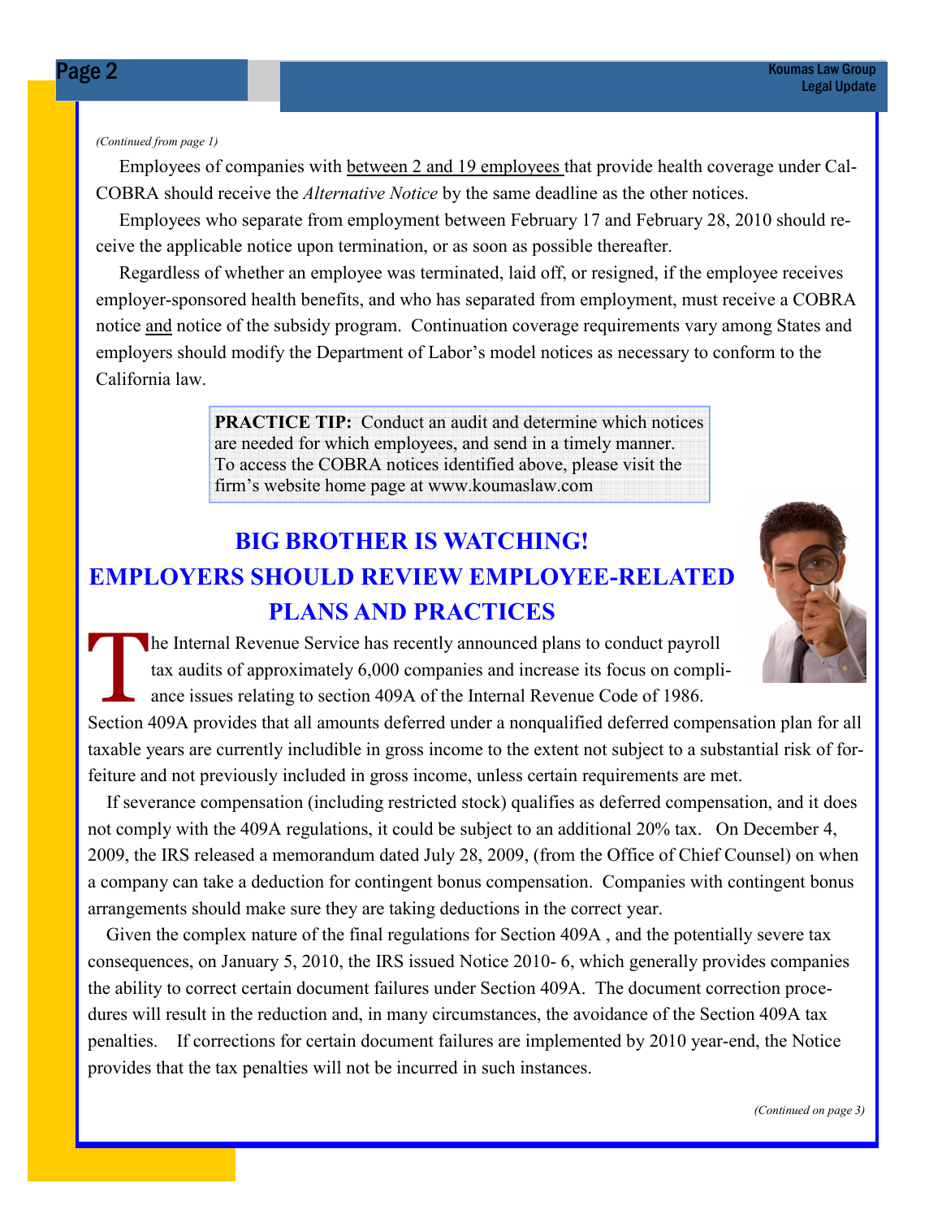*(Continued from page 1)*

Employees of companies with <u>between 2 and 19 employees</u> that provide health coverage under Cal-COBRA should receive the *Alternative Notice* by the same deadline as the other notices.

Employees who separate from employment between February 17 and February 28, 2010 should receive the applicable notice upon termination, or as soon as possible thereafter.

Regardless of whether an employee was terminated, laid off, or resigned, if the employee receives employer-sponsored health benefits, and who has separated from employment, must receive a COBRA notice <u>and</u> notice of the subsidy program. Continuation coverage requirements vary among States and employers should modify the Department of Labor's model notices as necessary to conform to the California law.

> **PRACTICE TIP:** Conduct an audit and determine which notices are needed for which employees, and send in a timely manner. To access the COBRA notices identified above, please visit the firm's website home page at www.koumaslaw.com

## BIG BROTHER IS WATCHING! EMPLOYERS SHOULD REVIEW EMPLOYEE-RELATED PLANS AND PRACTICES

The Internal Revenue Service has recently announced plans to conduct payroll tax audits of approximately 6,000 companies and increase its focus on compliance issues relating to section 409A of the Internal Revenue Code of 1986. Section 409A provides that all amounts deferred under a nonqualified deferred compensation plan for all taxable years are currently includible in gross income to the extent not subject to a substantial risk of forfeiture and not previously included in gross income, unless certain requirements are met.

If severance compensation (including restricted stock) qualifies as deferred compensation, and it does not comply with the 409A regulations, it could be subject to an additional 20% tax. On December 4, 2009, the IRS released a memorandum dated July 28, 2009, (from the Office of Chief Counsel) on when a company can take a deduction for contingent bonus compensation. Companies with contingent bonus arrangements should make sure they are taking deductions in the correct year.

Given the complex nature of the final regulations for Section 409A , and the potentially severe tax consequences, on January 5, 2010, the IRS issued Notice 2010- 6, which generally provides companies the ability to correct certain document failures under Section 409A. The document correction procedures will result in the reduction and, in many circumstances, the avoidance of the Section 409A tax penalties. If corrections for certain document failures are implemented by 2010 year-end, the Notice provides that the tax penalties will not be incurred in such instances.

*(Continued on page 3)*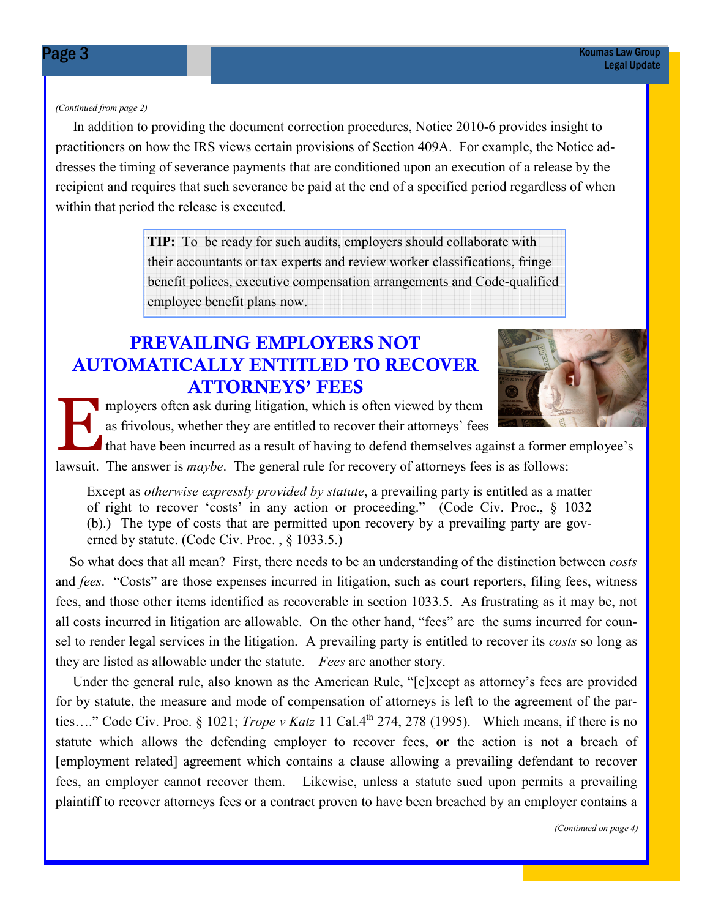*(Continued from page 2)*

In addition to providing the document correction procedures, Notice 2010-6 provides insight to practitioners on how the IRS views certain provisions of Section 409A. For example, the Notice addresses the timing of severance payments that are conditioned upon an execution of a release by the recipient and requires that such severance be paid at the end of a specified period regardless of when within that period the release is executed.

**TIP:** To be ready for such audits, employers should collaborate with their accountants or tax experts and review worker classifications, fringe benefit polices, executive compensation arrangements and Code-qualified employee benefit plans now.

## PREVAILING EMPLOYERS NOT AUTOMATICALLY ENTITLED TO RECOVER ATTORNEYS' FEES

Employers often ask during litigation, which is often viewed by them as frivolous, whether they are entitled to recover their attorneys' fees that have been incurred as a result of having to defend themselves against a former employee's lawsuit. The answer is *maybe*. The general rule for recovery of attorneys fees is as follows:

> Except as *otherwise expressly provided by statute*, a prevailing party is entitled as a matter of right to recover 'costs' in any action or proceeding." (Code Civ. Proc., § 1032 (b).) The type of costs that are permitted upon recovery by a prevailing party are governed by statute. (Code Civ. Proc. , § 1033.5.)

So what does that all mean? First, there needs to be an understanding of the distinction between *costs* and *fees*. "Costs" are those expenses incurred in litigation, such as court reporters, filing fees, witness fees, and those other items identified as recoverable in section 1033.5. As frustrating as it may be, not all costs incurred in litigation are allowable. On the other hand, "fees" are the sums incurred for counsel to render legal services in the litigation. A prevailing party is entitled to recover its *costs* so long as they are listed as allowable under the statute. *Fees* are another story.

Under the general rule, also known as the American Rule, "[e]xcept as attorney's fees are provided for by statute, the measure and mode of compensation of attorneys is left to the agreement of the parties…." Code Civ. Proc. § 1021; *Trope v Katz* 11 Cal.4th 274, 278 (1995). Which means, if there is no statute which allows the defending employer to recover fees, **or** the action is not a breach of [employment related] agreement which contains a clause allowing a prevailing defendant to recover fees, an employer cannot recover them. Likewise, unless a statute sued upon permits a prevailing plaintiff to recover attorneys fees or a contract proven to have been breached by an employer contains a

*(Continued on page 4)*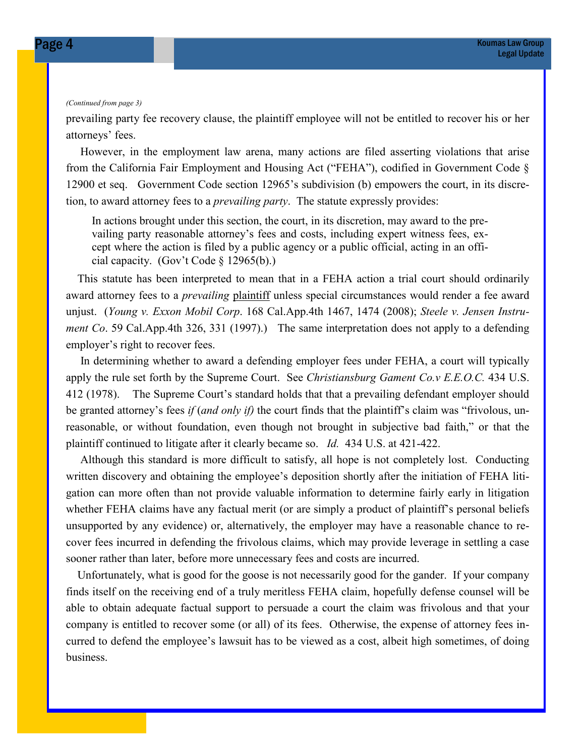*(Continued from page 3)*

prevailing party fee recovery clause, the plaintiff employee will not be entitled to recover his or her attorneys' fees.

However, in the employment law arena, many actions are filed asserting violations that arise from the California Fair Employment and Housing Act ("FEHA"), codified in Government Code § 12900 et seq. Government Code section 12965's subdivision (b) empowers the court, in its discretion, to award attorney fees to a *prevailing party*. The statute expressly provides:

> In actions brought under this section, the court, in its discretion, may award to the prevailing party reasonable attorney's fees and costs, including expert witness fees, except where the action is filed by a public agency or a public official, acting in an official capacity. (Gov't Code § 12965(b).)

This statute has been interpreted to mean that in a FEHA action a trial court should ordinarily award attorney fees to a *prevailing* <u>plaintiff</u> unless special circumstances would render a fee award unjust. (*Young v. Exxon Mobil Corp*. 168 Cal.App.4th 1467, 1474 (2008); *Steele v. Jensen Instrument Co*. 59 Cal.App.4th 326, 331 (1997).) The same interpretation does not apply to a defending employer's right to recover fees.

In determining whether to award a defending employer fees under FEHA, a court will typically apply the rule set forth by the Supreme Court. See *Christiansburg Gament Co.v E.E.O.C.* 434 U.S. 412 (1978). The Supreme Court's standard holds that that a prevailing defendant employer should be granted attorney's fees *if* (*and only if)* the court finds that the plaintiff's claim was "frivolous, unreasonable, or without foundation, even though not brought in subjective bad faith," or that the plaintiff continued to litigate after it clearly became so. *Id.* 434 U.S. at 421-422.

Although this standard is more difficult to satisfy, all hope is not completely lost. Conducting written discovery and obtaining the employee's deposition shortly after the initiation of FEHA litigation can more often than not provide valuable information to determine fairly early in litigation whether FEHA claims have any factual merit (or are simply a product of plaintiff's personal beliefs unsupported by any evidence) or, alternatively, the employer may have a reasonable chance to recover fees incurred in defending the frivolous claims, which may provide leverage in settling a case sooner rather than later, before more unnecessary fees and costs are incurred.

Unfortunately, what is good for the goose is not necessarily good for the gander. If your company finds itself on the receiving end of a truly meritless FEHA claim, hopefully defense counsel will be able to obtain adequate factual support to persuade a court the claim was frivolous and that your company is entitled to recover some (or all) of its fees. Otherwise, the expense of attorney fees incurred to defend the employee's lawsuit has to be viewed as a cost, albeit high sometimes, of doing business.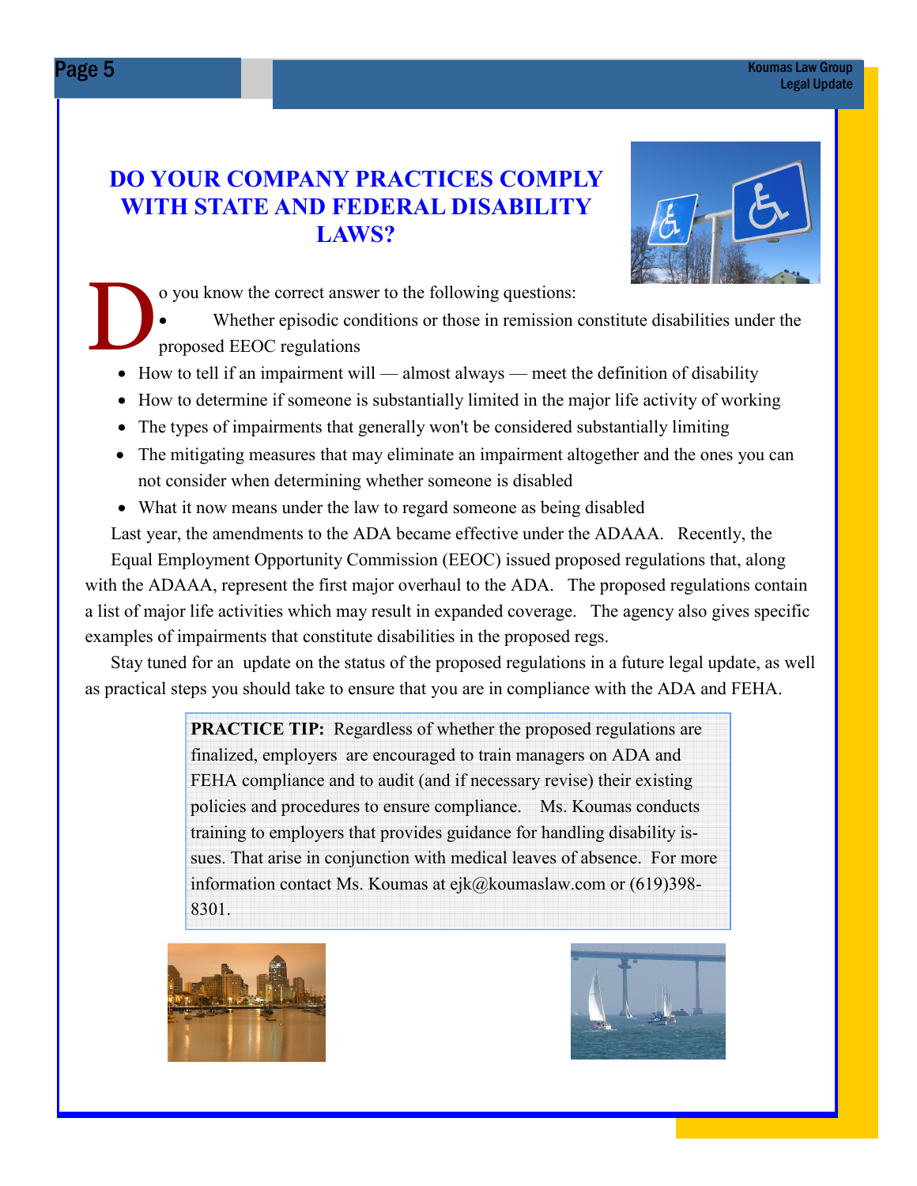## DO YOUR COMPANY PRACTICES COMPLY WITH STATE AND FEDERAL DISABILITY LAWS?

Do you know the correct answer to the following questions:

- Whether episodic conditions or those in remission constitute disabilities under the proposed EEOC regulations
- How to tell if an impairment will — almost always — meet the definition of disability
- How to determine if someone is substantially limited in the major life activity of working
- The types of impairments that generally won't be considered substantially limiting
- The mitigating measures that may eliminate an impairment altogether and the ones you can not consider when determining whether someone is disabled
- What it now means under the law to regard someone as being disabled

Last year, the amendments to the ADA became effective under the ADAAA. Recently, the Equal Employment Opportunity Commission (EEOC) issued proposed regulations that, along with the ADAAA, represent the first major overhaul to the ADA. The proposed regulations contain a list of major life activities which may result in expanded coverage. The agency also gives specific examples of impairments that constitute disabilities in the proposed regs.

Stay tuned for an update on the status of the proposed regulations in a future legal update, as well as practical steps you should take to ensure that you are in compliance with the ADA and FEHA.

**PRACTICE TIP:** Regardless of whether the proposed regulations are finalized, employers are encouraged to train managers on ADA and FEHA compliance and to audit (and if necessary revise) their existing policies and procedures to ensure compliance. Ms. Koumas conducts training to employers that provides guidance for handling disability issues. That arise in conjunction with medical leaves of absence. For more information contact Ms. Koumas at ejk@koumaslaw.com or (619)398-8301.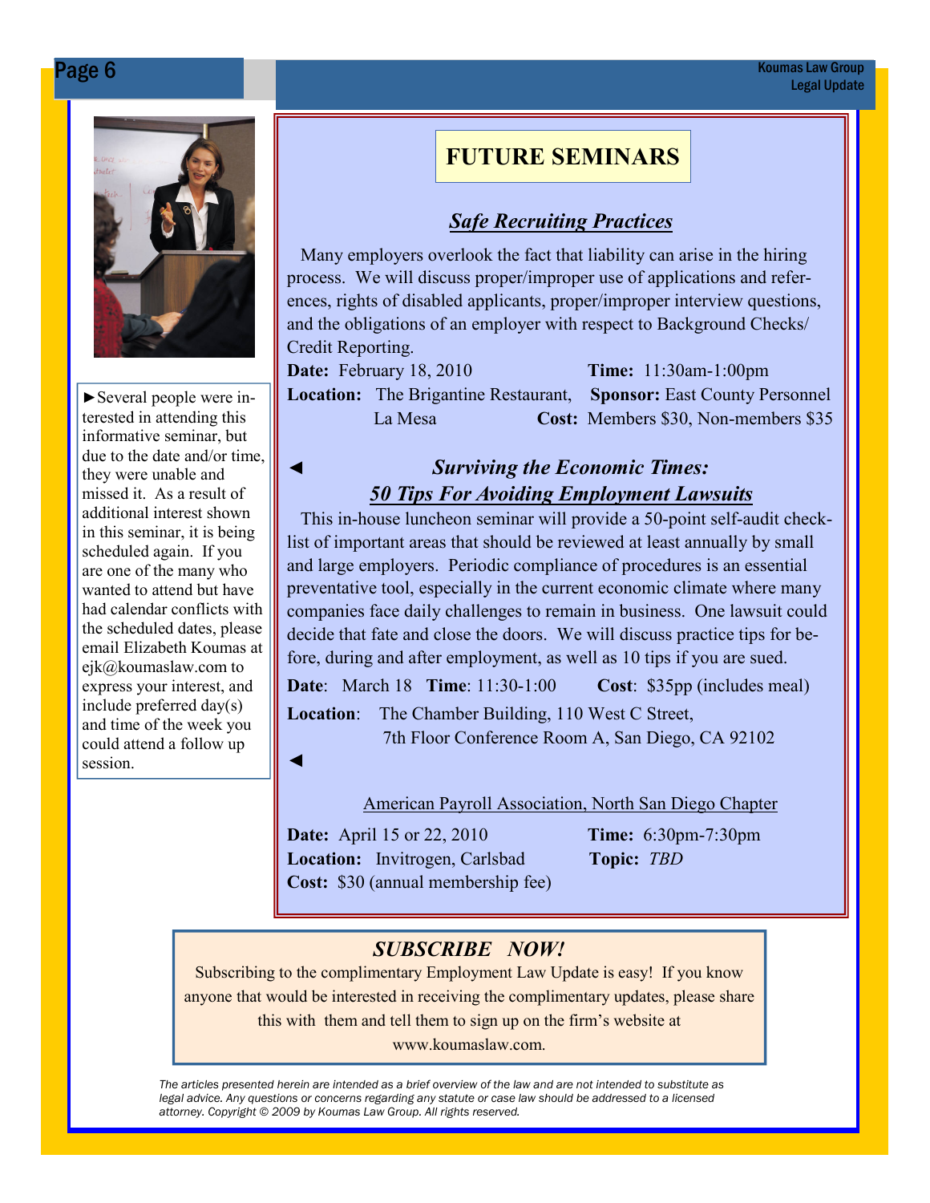►Several people were interested in attending this informative seminar, but due to the date and/or time, they were unable and missed it. As a result of additional interest shown in this seminar, it is being scheduled again. If you are one of the many who wanted to attend but have had calendar conflicts with the scheduled dates, please email Elizabeth Koumas at ejk@koumaslaw.com to express your interest, and include preferred day(s) and time of the week you could attend a follow up session.

# FUTURE SEMINARS

## *Safe Recruiting Practices*

Many employers overlook the fact that liability can arise in the hiring process. We will discuss proper/improper use of applications and references, rights of disabled applicants, proper/improper interview questions, and the obligations of an employer with respect to Background Checks/ Credit Reporting.

**Date:** February 18, 2010 **Time:** 11:30am-1:00pm
**Location:** The Brigantine Restaurant, La Mesa **Sponsor:** East County Personnel
**Cost:** Members $30, Non-members $35

## ◄ *Surviving the Economic Times: 50 Tips For Avoiding Employment Lawsuits*

This in-house luncheon seminar will provide a 50-point self-audit checklist of important areas that should be reviewed at least annually by small and large employers. Periodic compliance of procedures is an essential preventative tool, especially in the current economic climate where many companies face daily challenges to remain in business. One lawsuit could decide that fate and close the doors. We will discuss practice tips for before, during and after employment, as well as 10 tips if you are sued.

**Date**: March 18 **Time**: 11:30-1:00 **Cost**: $35pp (includes meal)
**Location**: The Chamber Building, 110 West C Street, 7th Floor Conference Room A, San Diego, CA 92102

◄

American Payroll Association, North San Diego Chapter

**Date:** April 15 or 22, 2010 **Time:** 6:30pm-7:30pm
**Location:** Invitrogen, Carlsbad **Topic:** *TBD*
**Cost:** $30 (annual membership fee)

## *SUBSCRIBE NOW!*

Subscribing to the complimentary Employment Law Update is easy! If you know anyone that would be interested in receiving the complimentary updates, please share this with them and tell them to sign up on the firm's website at www.koumaslaw.com.

*The articles presented herein are intended as a brief overview of the law and are not intended to substitute as legal advice. Any questions or concerns regarding any statute or case law should be addressed to a licensed attorney. Copyright © 2009 by Koumas Law Group. All rights reserved.*